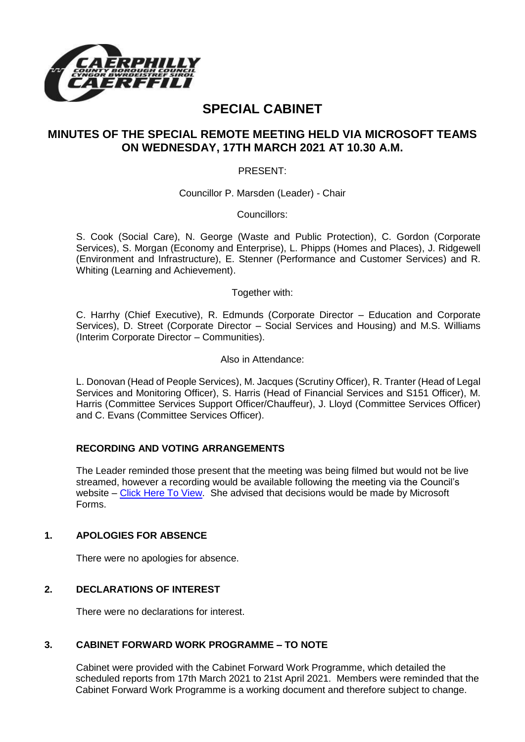# SPECIAL CABINET

## MINUTES OF THE SPECIAL REMOTE MEETING HELD VIA MICROSOFT TEAMS ON WEDNESDAY, 17TH MARCH 2021 AT 10.30 A.M.

PRESENT:

Councillor P. Marsden (Leader) - Chair

Councillors:

S. Cook (Social Care), N. George (Waste and Public Protection), C. Gordon (Corporate Services), S. Morgan (Economy and Enterprise), L. Phipps (Homes and Places), J. Ridgewell (Environment and Infrastructure), E. Stenner (Performance and Customer Services) and R. Whiting (Learning and Achievement).

Together with:

C. Harrhy (Chief Executive), R. Edmunds (Corporate Director – Education and Corporate Services), D. Street (Corporate Director – Social Services and Housing) and M.S. Williams (Interim Corporate Director – Communities).

Also in Attendance:

L. Donovan (Head of People Services), M. Jacques (Scrutiny Officer), R. Tranter (Head of Legal Services and Monitoring Officer), S. Harris (Head of Financial Services and S151 Officer), M. Harris (Committee Services Support Officer/Chauffeur), J. Lloyd (Committee Services Officer) and C. Evans (Committee Services Officer).

### RECORDING AND VOTING ARRANGEMENTS

The Leader reminded those present that the meeting was being filmed but would not be live streamed, however a recording would be available following the meeting via the Council's website – Click Here To View. She advised that decisions would be made by Microsoft Forms.

### 1. APOLOGIES FOR ABSENCE

There were no apologies for absence.

### 2. DECLARATIONS OF INTEREST

There were no declarations for interest.

### 3. CABINET FORWARD WORK PROGRAMME – TO NOTE

Cabinet were provided with the Cabinet Forward Work Programme, which detailed the scheduled reports from 17th March 2021 to 21st April 2021. Members were reminded that the Cabinet Forward Work Programme is a working document and therefore subject to change.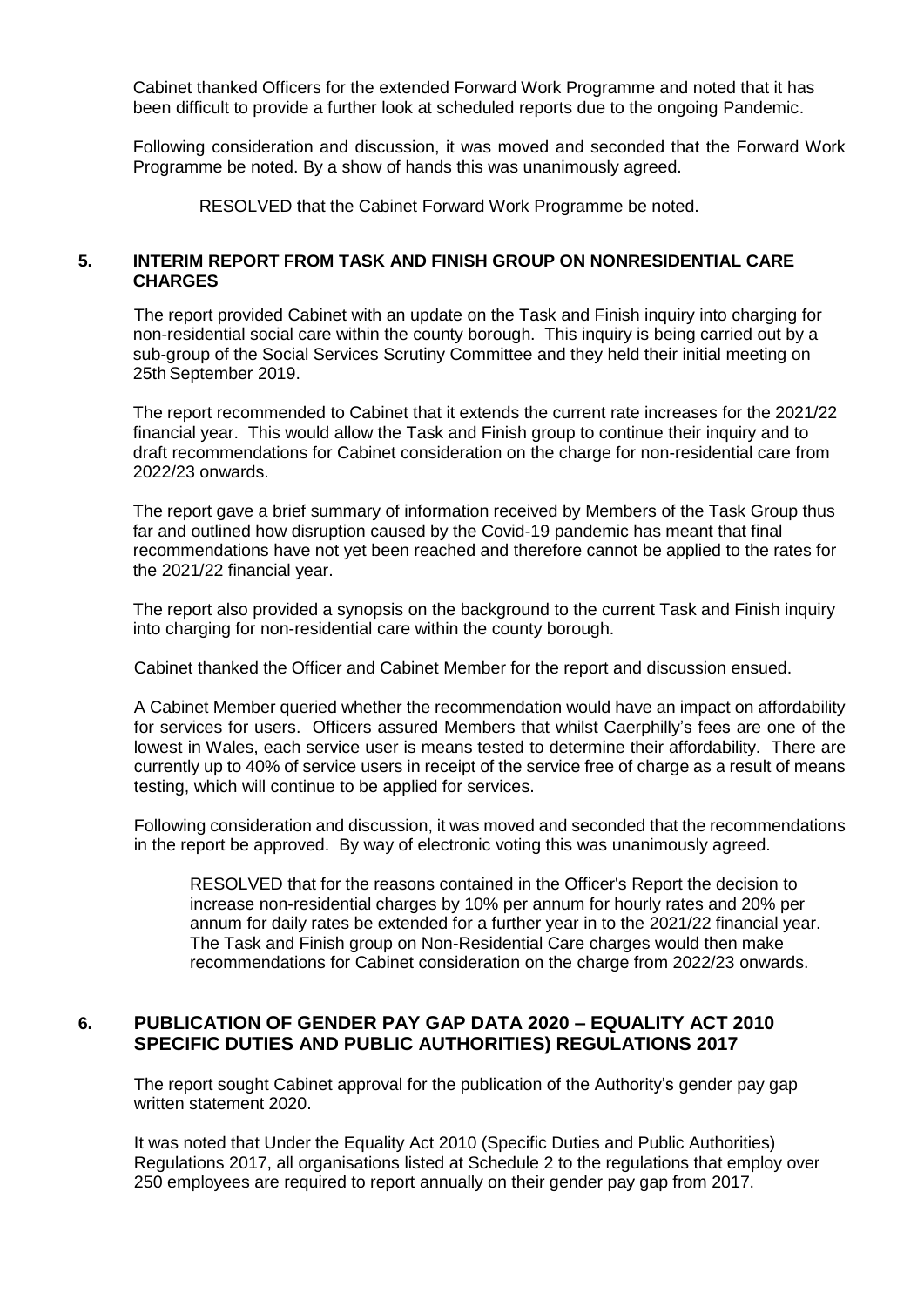Cabinet thanked Officers for the extended Forward Work Programme and noted that it has been difficult to provide a further look at scheduled reports due to the ongoing Pandemic.

Following consideration and discussion, it was moved and seconded that the Forward Work Programme be noted. By a show of hands this was unanimously agreed.

RESOLVED that the Cabinet Forward Work Programme be noted.

## 5. INTERIM REPORT FROM TASK AND FINISH GROUP ON NONRESIDENTIAL CARE CHARGES

The report provided Cabinet with an update on the Task and Finish inquiry into charging for non-residential social care within the county borough. This inquiry is being carried out by a sub-group of the Social Services Scrutiny Committee and they held their initial meeting on 25th September 2019.

The report recommended to Cabinet that it extends the current rate increases for the 2021/22 financial year. This would allow the Task and Finish group to continue their inquiry and to draft recommendations for Cabinet consideration on the charge for non-residential care from 2022/23 onwards.

The report gave a brief summary of information received by Members of the Task Group thus far and outlined how disruption caused by the Covid-19 pandemic has meant that final recommendations have not yet been reached and therefore cannot be applied to the rates for the 2021/22 financial year.

The report also provided a synopsis on the background to the current Task and Finish inquiry into charging for non-residential care within the county borough.

Cabinet thanked the Officer and Cabinet Member for the report and discussion ensued.

A Cabinet Member queried whether the recommendation would have an impact on affordability for services for users. Officers assured Members that whilst Caerphilly's fees are one of the lowest in Wales, each service user is means tested to determine their affordability. There are currently up to 40% of service users in receipt of the service free of charge as a result of means testing, which will continue to be applied for services.

Following consideration and discussion, it was moved and seconded that the recommendations in the report be approved. By way of electronic voting this was unanimously agreed.

RESOLVED that for the reasons contained in the Officer's Report the decision to increase non-residential charges by 10% per annum for hourly rates and 20% per annum for daily rates be extended for a further year in to the 2021/22 financial year. The Task and Finish group on Non-Residential Care charges would then make recommendations for Cabinet consideration on the charge from 2022/23 onwards.

## 6. PUBLICATION OF GENDER PAY GAP DATA 2020 – EQUALITY ACT 2010 SPECIFIC DUTIES AND PUBLIC AUTHORITIES) REGULATIONS 2017

The report sought Cabinet approval for the publication of the Authority's gender pay gap written statement 2020.

It was noted that Under the Equality Act 2010 (Specific Duties and Public Authorities) Regulations 2017, all organisations listed at Schedule 2 to the regulations that employ over 250 employees are required to report annually on their gender pay gap from 2017.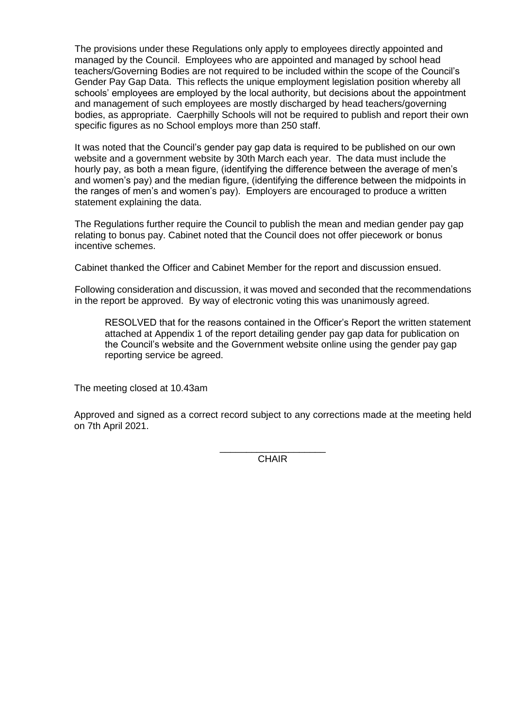The provisions under these Regulations only apply to employees directly appointed and managed by the Council. Employees who are appointed and managed by school head teachers/Governing Bodies are not required to be included within the scope of the Council's Gender Pay Gap Data. This reflects the unique employment legislation position whereby all schools' employees are employed by the local authority, but decisions about the appointment and management of such employees are mostly discharged by head teachers/governing bodies, as appropriate. Caerphilly Schools will not be required to publish and report their own specific figures as no School employs more than 250 staff.

It was noted that the Council's gender pay gap data is required to be published on our own website and a government website by 30th March each year. The data must include the hourly pay, as both a mean figure, (identifying the difference between the average of men's and women's pay) and the median figure, (identifying the difference between the midpoints in the ranges of men's and women's pay). Employers are encouraged to produce a written statement explaining the data.

The Regulations further require the Council to publish the mean and median gender pay gap relating to bonus pay. Cabinet noted that the Council does not offer piecework or bonus incentive schemes.

Cabinet thanked the Officer and Cabinet Member for the report and discussion ensued.

Following consideration and discussion, it was moved and seconded that the recommendations in the report be approved. By way of electronic voting this was unanimously agreed.

> RESOLVED that for the reasons contained in the Officer's Report the written statement attached at Appendix 1 of the report detailing gender pay gap data for publication on the Council's website and the Government website online using the gender pay gap reporting service be agreed.

The meeting closed at 10.43am

Approved and signed as a correct record subject to any corrections made at the meeting held on 7th April 2021.

\_\_\_\_\_\_\_\_\_\_\_\_\_\_\_\_\_\_\_\_

CHAIR